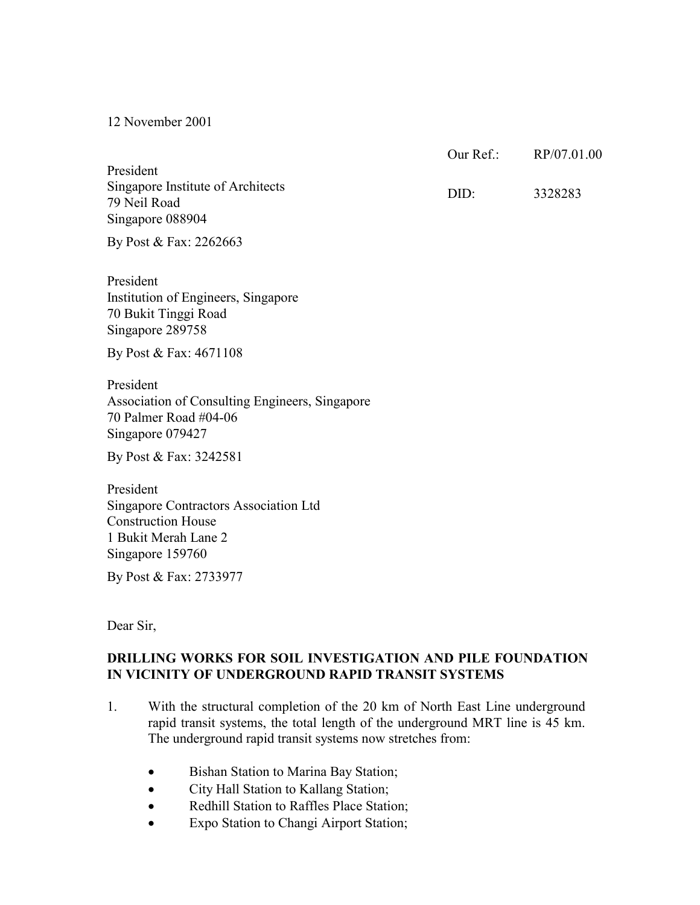12 November 2001

Our Ref.: RP/07.01.00

DID: 3328283

President
Singapore Institute of Architects
79 Neil Road
Singapore 088904

By Post & Fax: 2262663

President
Institution of Engineers, Singapore
70 Bukit Tinggi Road
Singapore 289758

By Post & Fax: 4671108

President
Association of Consulting Engineers, Singapore
70 Palmer Road #04-06
Singapore 079427

By Post & Fax: 3242581

President
Singapore Contractors Association Ltd
Construction House
1 Bukit Merah Lane 2
Singapore 159760

By Post & Fax: 2733977

Dear Sir,

**DRILLING WORKS FOR SOIL INVESTIGATION AND PILE FOUNDATION IN VICINITY OF UNDERGROUND RAPID TRANSIT SYSTEMS**

1. With the structural completion of the 20 km of North East Line underground rapid transit systems, the total length of the underground MRT line is 45 km. The underground rapid transit systems now stretches from:

   - Bishan Station to Marina Bay Station;
   - City Hall Station to Kallang Station;
   - Redhill Station to Raffles Place Station;
   - Expo Station to Changi Airport Station;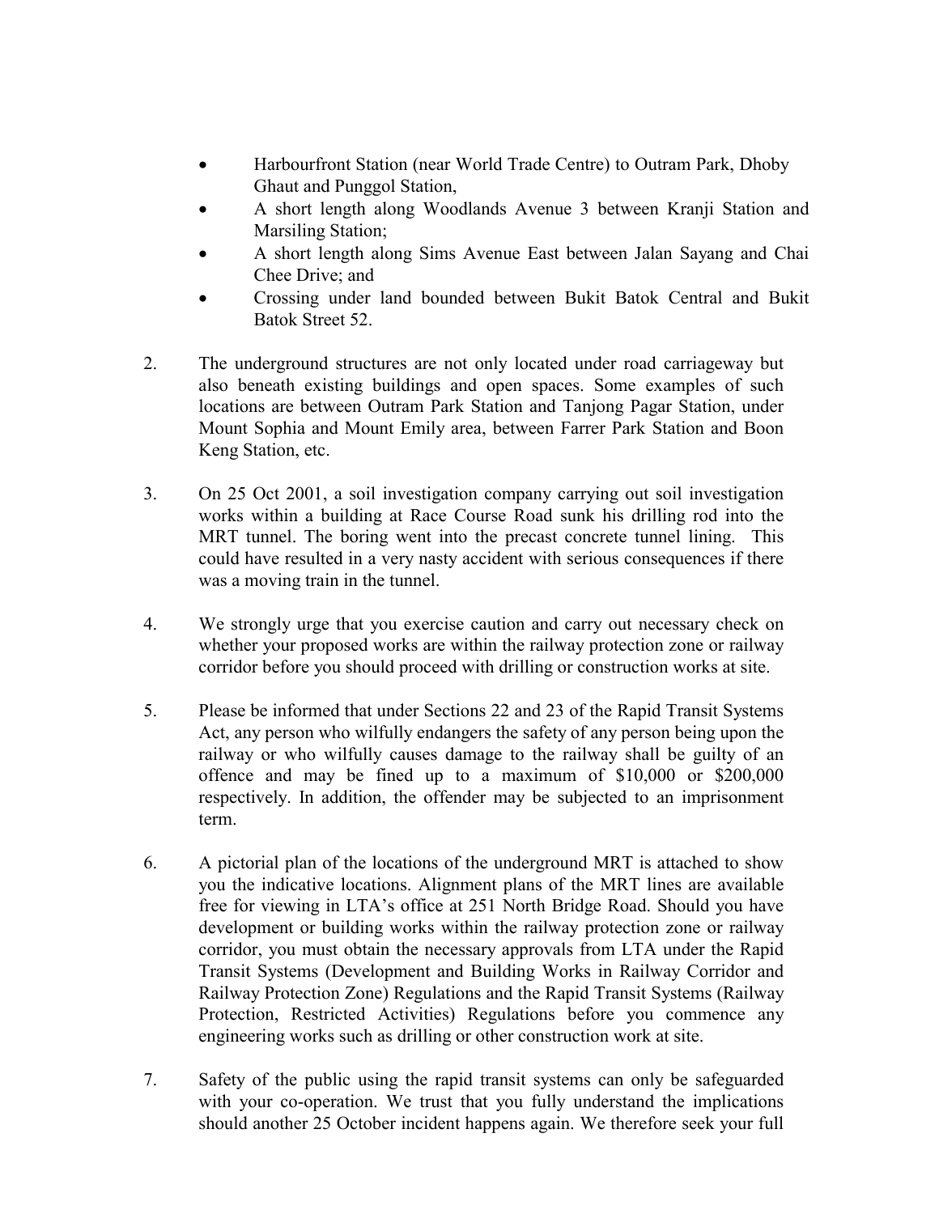- Harbourfront Station (near World Trade Centre) to Outram Park, Dhoby Ghaut and Punggol Station,
- A short length along Woodlands Avenue 3 between Kranji Station and Marsiling Station;
- A short length along Sims Avenue East between Jalan Sayang and Chai Chee Drive; and
- Crossing under land bounded between Bukit Batok Central and Bukit Batok Street 52.

2. The underground structures are not only located under road carriageway but also beneath existing buildings and open spaces. Some examples of such locations are between Outram Park Station and Tanjong Pagar Station, under Mount Sophia and Mount Emily area, between Farrer Park Station and Boon Keng Station, etc.

3. On 25 Oct 2001, a soil investigation company carrying out soil investigation works within a building at Race Course Road sunk his drilling rod into the MRT tunnel. The boring went into the precast concrete tunnel lining. This could have resulted in a very nasty accident with serious consequences if there was a moving train in the tunnel.

4. We strongly urge that you exercise caution and carry out necessary check on whether your proposed works are within the railway protection zone or railway corridor before you should proceed with drilling or construction works at site.

5. Please be informed that under Sections 22 and 23 of the Rapid Transit Systems Act, any person who wilfully endangers the safety of any person being upon the railway or who wilfully causes damage to the railway shall be guilty of an offence and may be fined up to a maximum of $10,000 or $200,000 respectively. In addition, the offender may be subjected to an imprisonment term.

6. A pictorial plan of the locations of the underground MRT is attached to show you the indicative locations. Alignment plans of the MRT lines are available free for viewing in LTA's office at 251 North Bridge Road. Should you have development or building works within the railway protection zone or railway corridor, you must obtain the necessary approvals from LTA under the Rapid Transit Systems (Development and Building Works in Railway Corridor and Railway Protection Zone) Regulations and the Rapid Transit Systems (Railway Protection, Restricted Activities) Regulations before you commence any engineering works such as drilling or other construction work at site.

7. Safety of the public using the rapid transit systems can only be safeguarded with your co-operation. We trust that you fully understand the implications should another 25 October incident happens again. We therefore seek your full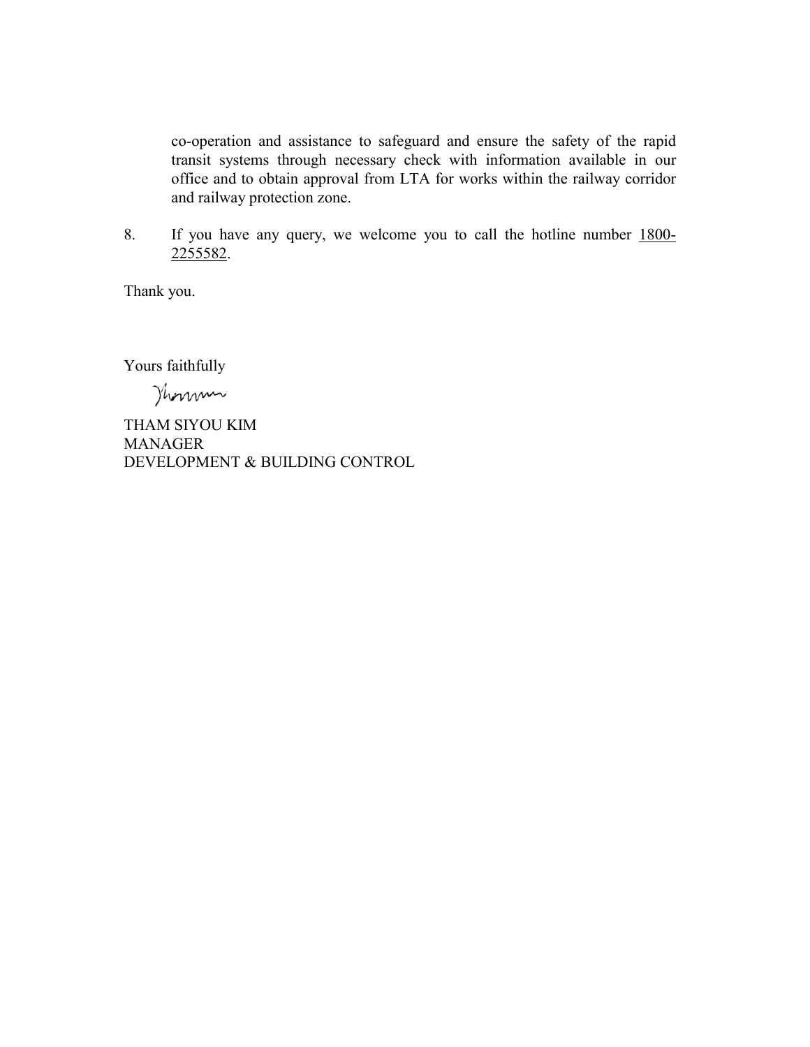co-operation and assistance to safeguard and ensure the safety of the rapid transit systems through necessary check with information available in our office and to obtain approval from LTA for works within the railway corridor and railway protection zone.

8. If you have any query, we welcome you to call the hotline number 1800-2255582.

Thank you.

Yours faithfully

THAM SIYOU KIM
MANAGER
DEVELOPMENT & BUILDING CONTROL